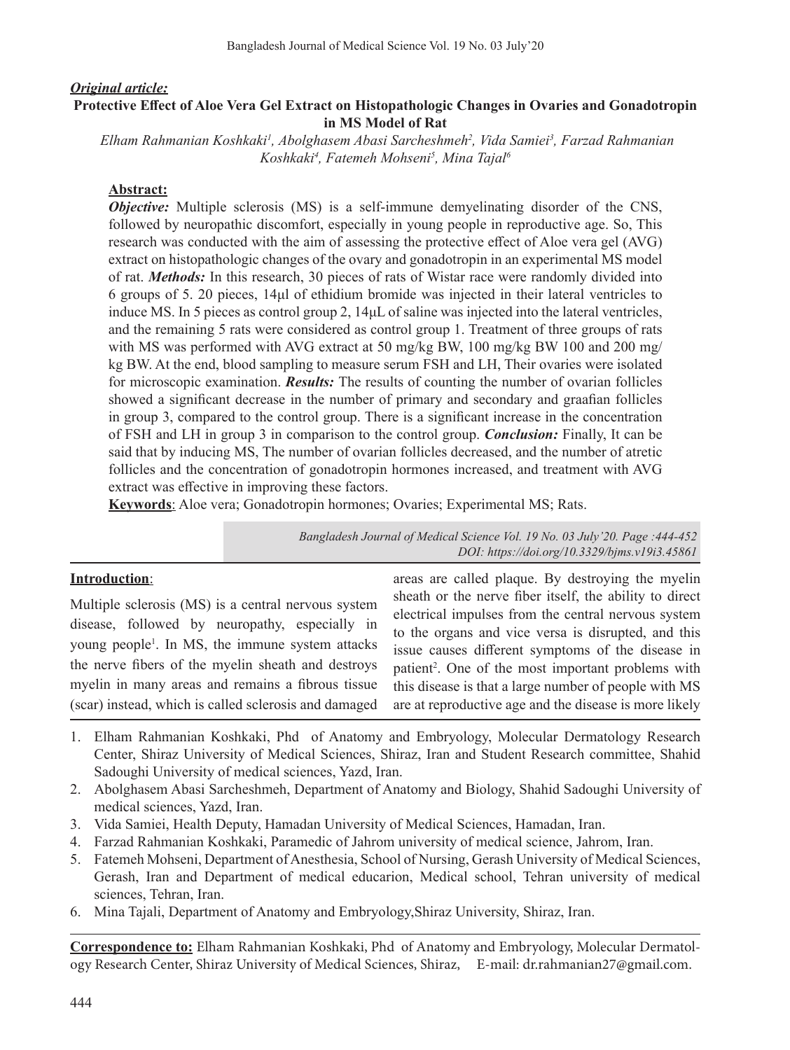***Original article:***

# Protective Effect of Aloe Vera Gel Extract on Histopathologic Changes in Ovaries and Gonadotropin in MS Model of Rat

*Elham Rahmanian Koshkaki[1], Abolghasem Abasi Sarcheshmeh[2], Vida Samiei[3], Farzad Rahmanian Koshkaki[4], Fatemeh Mohseni[5], Mina Tajal[6]*

## Abstract:

***Objective:*** Multiple sclerosis (MS) is a self-immune demyelinating disorder of the CNS, followed by neuropathic discomfort, especially in young people in reproductive age. So, This research was conducted with the aim of assessing the protective effect of Aloe vera gel (AVG) extract on histopathologic changes of the ovary and gonadotropin in an experimental MS model of rat. ***Methods:*** In this research, 30 pieces of rats of Wistar race were randomly divided into 6 groups of 5. 20 pieces, 14µl of ethidium bromide was injected in their lateral ventricles to induce MS. In 5 pieces as control group 2, 14µL of saline was injected into the lateral ventricles, and the remaining 5 rats were considered as control group 1. Treatment of three groups of rats with MS was performed with AVG extract at 50 mg/kg BW, 100 mg/kg BW 100 and 200 mg/kg BW. At the end, blood sampling to measure serum FSH and LH, Their ovaries were isolated for microscopic examination. ***Results:*** The results of counting the number of ovarian follicles showed a significant decrease in the number of primary and secondary and graafian follicles in group 3, compared to the control group. There is a significant increase in the concentration of FSH and LH in group 3 in comparison to the control group. ***Conclusion:*** Finally, It can be said that by inducing MS, The number of ovarian follicles decreased, and the number of atretic follicles and the concentration of gonadotropin hormones increased, and treatment with AVG extract was effective in improving these factors.

**Keywords**: Aloe vera; Gonadotropin hormones; Ovaries; Experimental MS; Rats.

*DOI: https://doi.org/10.3329/bjms.v19i3.45861*

## Introduction:

Multiple sclerosis (MS) is a central nervous system disease, followed by neuropathy, especially in young people[1]. In MS, the immune system attacks the nerve fibers of the myelin sheath and destroys myelin in many areas and remains a fibrous tissue (scar) instead, which is called sclerosis and damaged areas are called plaque. By destroying the myelin sheath or the nerve fiber itself, the ability to direct electrical impulses from the central nervous system to the organs and vice versa is disrupted, and this issue causes different symptoms of the disease in patient[2]. One of the most important problems with this disease is that a large number of people with MS are at reproductive age and the disease is more likely

1. Elham Rahmanian Koshkaki, Phd of Anatomy and Embryology, Molecular Dermatology Research Center, Shiraz University of Medical Sciences, Shiraz, Iran and Student Research committee, Shahid Sadoughi University of medical sciences, Yazd, Iran.
2. Abolghasem Abasi Sarcheshmeh, Department of Anatomy and Biology, Shahid Sadoughi University of medical sciences, Yazd, Iran.
3. Vida Samiei, Health Deputy, Hamadan University of Medical Sciences, Hamadan, Iran.
4. Farzad Rahmanian Koshkaki, Paramedic of Jahrom university of medical science, Jahrom, Iran.
5. Fatemeh Mohseni, Department of Anesthesia, School of Nursing, Gerash University of Medical Sciences, Gerash, Iran and Department of medical educarion, Medical school, Tehran university of medical sciences, Tehran, Iran.
6. Mina Tajali, Department of Anatomy and Embryology,Shiraz University, Shiraz, Iran.

**Correspondence to:** Elham Rahmanian Koshkaki, Phd of Anatomy and Embryology, Molecular Dermatology Research Center, Shiraz University of Medical Sciences, Shiraz, E-mail: dr.rahmanian27@gmail.com.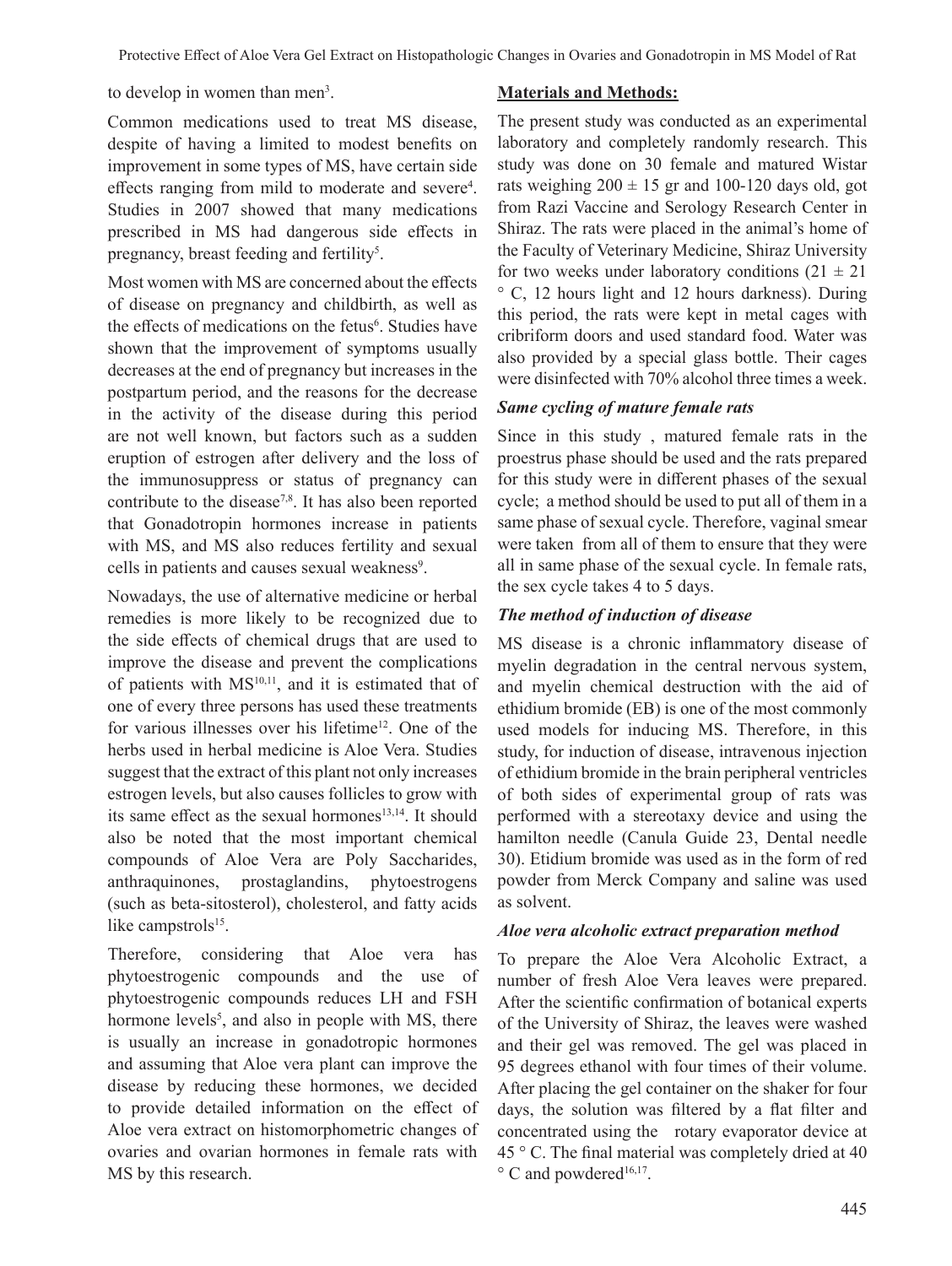to develop in women than men[3].

Common medications used to treat MS disease, despite of having a limited to modest benefits on improvement in some types of MS, have certain side effects ranging from mild to moderate and severe[4]. Studies in 2007 showed that many medications prescribed in MS had dangerous side effects in pregnancy, breast feeding and fertility[5].

Most women with MS are concerned about the effects of disease on pregnancy and childbirth, as well as the effects of medications on the fetus[6]. Studies have shown that the improvement of symptoms usually decreases at the end of pregnancy but increases in the postpartum period, and the reasons for the decrease in the activity of the disease during this period are not well known, but factors such as a sudden eruption of estrogen after delivery and the loss of the immunosuppress or status of pregnancy can contribute to the disease[7,8]. It has also been reported that Gonadotropin hormones increase in patients with MS, and MS also reduces fertility and sexual cells in patients and causes sexual weakness[9].

Nowadays, the use of alternative medicine or herbal remedies is more likely to be recognized due to the side effects of chemical drugs that are used to improve the disease and prevent the complications of patients with MS[10,11], and it is estimated that of one of every three persons has used these treatments for various illnesses over his lifetime[12]. One of the herbs used in herbal medicine is Aloe Vera. Studies suggest that the extract of this plant not only increases estrogen levels, but also causes follicles to grow with its same effect as the sexual hormones[13,14]. It should also be noted that the most important chemical compounds of Aloe Vera are Poly Saccharides, anthraquinones, prostaglandins, phytoestrogens (such as beta-sitosterol), cholesterol, and fatty acids like campstrols[15].

Therefore, considering that Aloe vera has phytoestrogenic compounds and the use of phytoestrogenic compounds reduces LH and FSH hormone levels[5], and also in people with MS, there is usually an increase in gonadotropic hormones and assuming that Aloe vera plant can improve the disease by reducing these hormones, we decided to provide detailed information on the effect of Aloe vera extract on histomorphometric changes of ovaries and ovarian hormones in female rats with MS by this research.

## Materials and Methods:

The present study was conducted as an experimental laboratory and completely randomly research. This study was done on 30 female and matured Wistar rats weighing $200 \pm 15$ gr and 100-120 days old, got from Razi Vaccine and Serology Research Center in Shiraz. The rats were placed in the animal's home of the Faculty of Veterinary Medicine, Shiraz University for two weeks under laboratory conditions ($21 \pm 21$ ° C, 12 hours light and 12 hours darkness). During this period, the rats were kept in metal cages with cribriform doors and used standard food. Water was also provided by a special glass bottle. Their cages were disinfected with 70% alcohol three times a week.

### *Same cycling of mature female rats*

Since in this study , matured female rats in the proestrus phase should be used and the rats prepared for this study were in different phases of the sexual cycle; a method should be used to put all of them in a same phase of sexual cycle. Therefore, vaginal smear were taken from all of them to ensure that they were all in same phase of the sexual cycle. In female rats, the sex cycle takes 4 to 5 days.

### *The method of induction of disease*

MS disease is a chronic inflammatory disease of myelin degradation in the central nervous system, and myelin chemical destruction with the aid of ethidium bromide (EB) is one of the most commonly used models for inducing MS. Therefore, in this study, for induction of disease, intravenous injection of ethidium bromide in the brain peripheral ventricles of both sides of experimental group of rats was performed with a stereotaxy device and using the hamilton needle (Canula Guide 23, Dental needle 30). Etidium bromide was used as in the form of red powder from Merck Company and saline was used as solvent.

### *Aloe vera alcoholic extract preparation method*

To prepare the Aloe Vera Alcoholic Extract, a number of fresh Aloe Vera leaves were prepared. After the scientific confirmation of botanical experts of the University of Shiraz, the leaves were washed and their gel was removed. The gel was placed in 95 degrees ethanol with four times of their volume. After placing the gel container on the shaker for four days, the solution was filtered by a flat filter and concentrated using the rotary evaporator device at 45 ° C. The final material was completely dried at 40 ° C and powdered[16,17].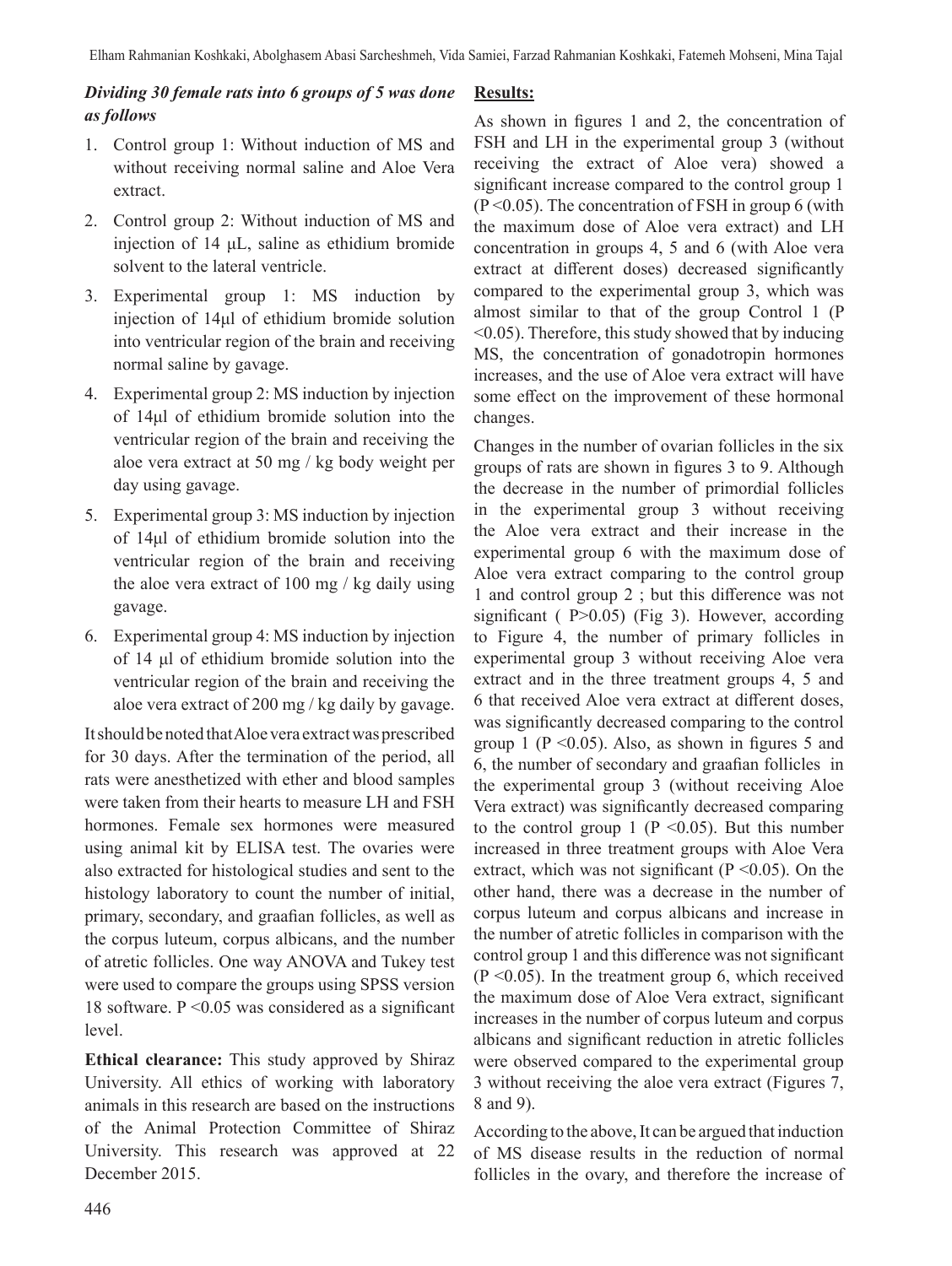### *Dividing 30 female rats into 6 groups of 5 was done as follows*

1. Control group 1: Without induction of MS and without receiving normal saline and Aloe Vera extract.
2. Control group 2: Without induction of MS and injection of 14 μL, saline as ethidium bromide solvent to the lateral ventricle.
3. Experimental group 1: MS induction by injection of 14μl of ethidium bromide solution into ventricular region of the brain and receiving normal saline by gavage.
4. Experimental group 2: MS induction by injection of 14μl of ethidium bromide solution into the ventricular region of the brain and receiving the aloe vera extract at 50 mg / kg body weight per day using gavage.
5. Experimental group 3: MS induction by injection of 14μl of ethidium bromide solution into the ventricular region of the brain and receiving the aloe vera extract of 100 mg / kg daily using gavage.
6. Experimental group 4: MS induction by injection of 14 μl of ethidium bromide solution into the ventricular region of the brain and receiving the aloe vera extract of 200 mg / kg daily by gavage.

It should be noted that Aloe vera extract was prescribed for 30 days. After the termination of the period, all rats were anesthetized with ether and blood samples were taken from their hearts to measure LH and FSH hormones. Female sex hormones were measured using animal kit by ELISA test. The ovaries were also extracted for histological studies and sent to the histology laboratory to count the number of initial, primary, secondary, and graafian follicles, as well as the corpus luteum, corpus albicans, and the number of atretic follicles. One way ANOVA and Tukey test were used to compare the groups using SPSS version 18 software. $P < 0.05$ was considered as a significant level.

**Ethical clearance:** This study approved by Shiraz University. All ethics of working with laboratory animals in this research are based on the instructions of the Animal Protection Committee of Shiraz University. This research was approved at 22 December 2015.

## **Results:**

As shown in figures 1 and 2, the concentration of FSH and LH in the experimental group 3 (without receiving the extract of Aloe vera) showed a significant increase compared to the control group 1 ($P < 0.05$). The concentration of FSH in group 6 (with the maximum dose of Aloe vera extract) and LH concentration in groups 4, 5 and 6 (with Aloe vera extract at different doses) decreased significantly compared to the experimental group 3, which was almost similar to that of the group Control 1 ($P < 0.05$). Therefore, this study showed that by inducing MS, the concentration of gonadotropin hormones increases, and the use of Aloe vera extract will have some effect on the improvement of these hormonal changes.

Changes in the number of ovarian follicles in the six groups of rats are shown in figures 3 to 9. Although the decrease in the number of primordial follicles in the experimental group 3 without receiving the Aloe vera extract and their increase in the experimental group 6 with the maximum dose of Aloe vera extract comparing to the control group 1 and control group 2 ; but this difference was not significant ( $P > 0.05$) (Fig 3). However, according to Figure 4, the number of primary follicles in experimental group 3 without receiving Aloe vera extract and in the three treatment groups 4, 5 and 6 that received Aloe vera extract at different doses, was significantly decreased comparing to the control group 1 ($P < 0.05$). Also, as shown in figures 5 and 6, the number of secondary and graafian follicles in the experimental group 3 (without receiving Aloe Vera extract) was significantly decreased comparing to the control group 1 ($P < 0.05$). But this number increased in three treatment groups with Aloe Vera extract, which was not significant ($P < 0.05$). On the other hand, there was a decrease in the number of corpus luteum and corpus albicans and increase in the number of atretic follicles in comparison with the control group 1 and this difference was not significant ($P < 0.05$). In the treatment group 6, which received the maximum dose of Aloe Vera extract, significant increases in the number of corpus luteum and corpus albicans and significant reduction in atretic follicles were observed compared to the experimental group 3 without receiving the aloe vera extract (Figures 7, 8 and 9).

According to the above, It can be argued that induction of MS disease results in the reduction of normal follicles in the ovary, and therefore the increase of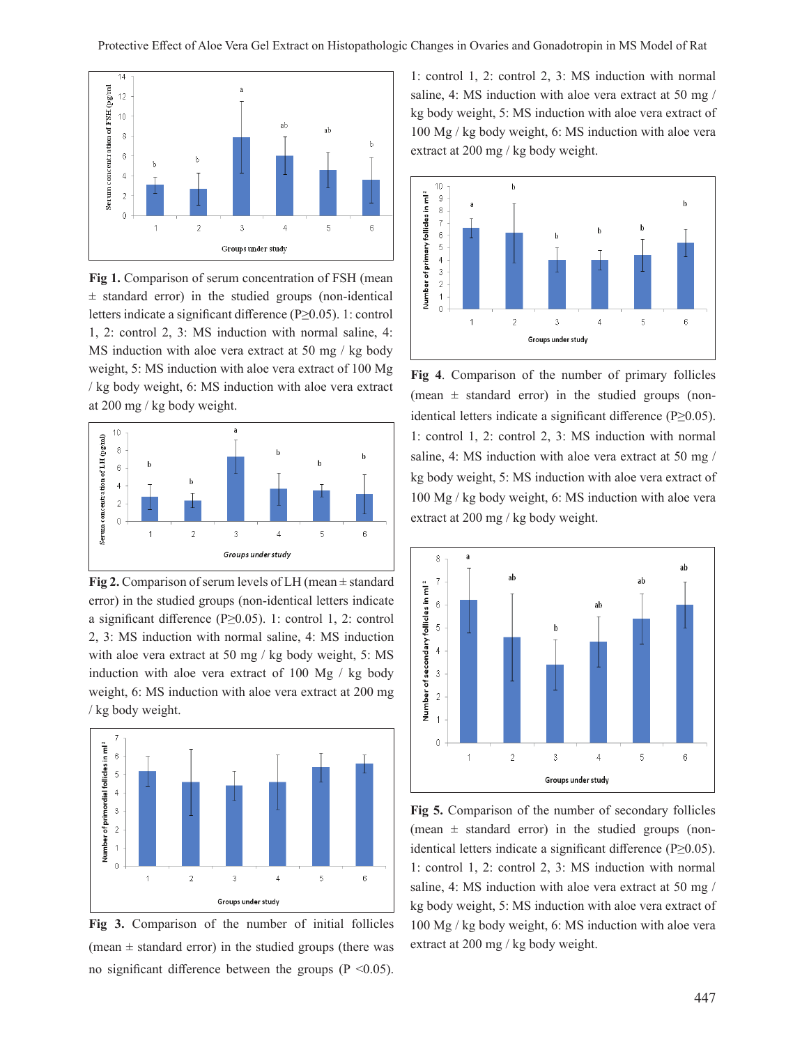**Fig 1.** Comparison of serum concentration of FSH (mean ± standard error) in the studied groups (non-identical letters indicate a significant difference (P≥0.05). 1: control 1, 2: control 2, 3: MS induction with normal saline, 4: MS induction with aloe vera extract at 50 mg / kg body weight, 5: MS induction with aloe vera extract of 100 Mg / kg body weight, 6: MS induction with aloe vera extract at 200 mg / kg body weight.

**Fig 2.** Comparison of serum levels of LH (mean ± standard error) in the studied groups (non-identical letters indicate a significant difference (P≥0.05). 1: control 1, 2: control 2, 3: MS induction with normal saline, 4: MS induction with aloe vera extract at 50 mg / kg body weight, 5: MS induction with aloe vera extract of 100 Mg / kg body weight, 6: MS induction with aloe vera extract at 200 mg / kg body weight.

**Fig 3.** Comparison of the number of initial follicles (mean ± standard error) in the studied groups (there was no significant difference between the groups (P <0.05). 1: control 1, 2: control 2, 3: MS induction with normal saline, 4: MS induction with aloe vera extract at 50 mg / kg body weight, 5: MS induction with aloe vera extract of 100 Mg / kg body weight, 6: MS induction with aloe vera extract at 200 mg / kg body weight.

**Fig 4**. Comparison of the number of primary follicles (mean ± standard error) in the studied groups (non-identical letters indicate a significant difference (P≥0.05). 1: control 1, 2: control 2, 3: MS induction with normal saline, 4: MS induction with aloe vera extract at 50 mg / kg body weight, 5: MS induction with aloe vera extract of 100 Mg / kg body weight, 6: MS induction with aloe vera extract at 200 mg / kg body weight.

**Fig 5.** Comparison of the number of secondary follicles (mean ± standard error) in the studied groups (non-identical letters indicate a significant difference (P≥0.05). 1: control 1, 2: control 2, 3: MS induction with normal saline, 4: MS induction with aloe vera extract at 50 mg / kg body weight, 5: MS induction with aloe vera extract of 100 Mg / kg body weight, 6: MS induction with aloe vera extract at 200 mg / kg body weight.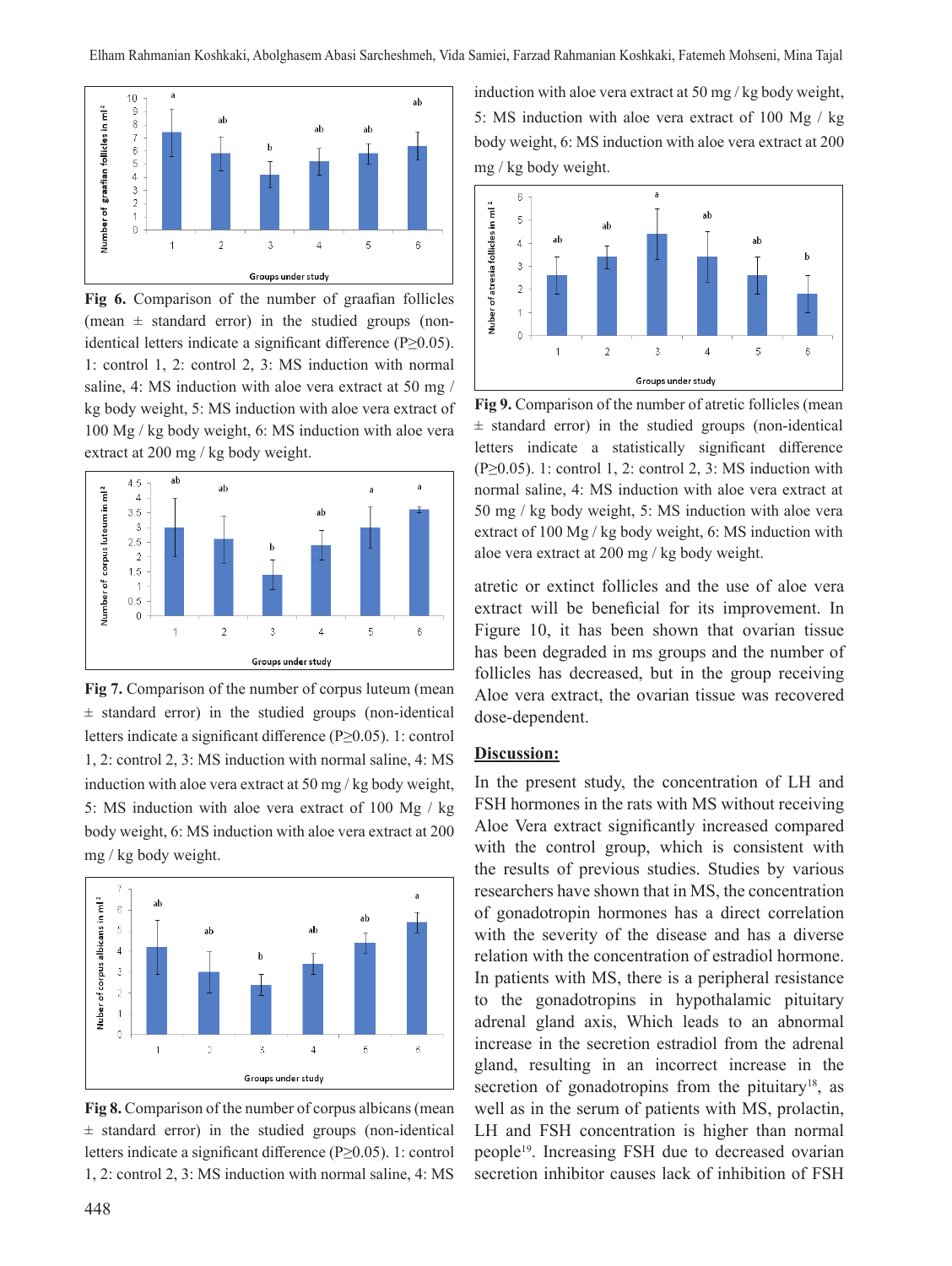Fig 6. Comparison of the number of graafian follicles (mean ± standard error) in the studied groups (non-identical letters indicate a significant difference (P≥0.05). 1: control 1, 2: control 2, 3: MS induction with normal saline, 4: MS induction with aloe vera extract at 50 mg / kg body weight, 5: MS induction with aloe vera extract of 100 Mg / kg body weight, 6: MS induction with aloe vera extract at 200 mg / kg body weight.

Fig 7. Comparison of the number of corpus luteum (mean ± standard error) in the studied groups (non-identical letters indicate a significant difference (P≥0.05). 1: control 1, 2: control 2, 3: MS induction with normal saline, 4: MS induction with aloe vera extract at 50 mg / kg body weight, 5: MS induction with aloe vera extract of 100 Mg / kg body weight, 6: MS induction with aloe vera extract at 200 mg / kg body weight.

Fig 8. Comparison of the number of corpus albicans (mean ± standard error) in the studied groups (non-identical letters indicate a significant difference (P≥0.05). 1: control 1, 2: control 2, 3: MS induction with normal saline, 4: MS induction with aloe vera extract at 50 mg / kg body weight, 5: MS induction with aloe vera extract of 100 Mg / kg body weight, 6: MS induction with aloe vera extract at 200 mg / kg body weight.

Fig 9. Comparison of the number of atretic follicles (mean ± standard error) in the studied groups (non-identical letters indicate a statistically significant difference (P≥0.05). 1: control 1, 2: control 2, 3: MS induction with normal saline, 4: MS induction with aloe vera extract at 50 mg / kg body weight, 5: MS induction with aloe vera extract of 100 Mg / kg body weight, 6: MS induction with aloe vera extract at 200 mg / kg body weight.

atretic or extinct follicles and the use of aloe vera extract will be beneficial for its improvement. In Figure 10, it has been shown that ovarian tissue has been degraded in ms groups and the number of follicles has decreased, but in the group receiving Aloe vera extract, the ovarian tissue was recovered dose-dependent.

## Discussion:

In the present study, the concentration of LH and FSH hormones in the rats with MS without receiving Aloe Vera extract significantly increased compared with the control group, which is consistent with the results of previous studies. Studies by various researchers have shown that in MS, the concentration of gonadotropin hormones has a direct correlation with the severity of the disease and has a diverse relation with the concentration of estradiol hormone. In patients with MS, there is a peripheral resistance to the gonadotropins in hypothalamic pituitary adrenal gland axis, Which leads to an abnormal increase in the secretion estradiol from the adrenal gland, resulting in an incorrect increase in the secretion of gonadotropins from the pituitary[18], as well as in the serum of patients with MS, prolactin, LH and FSH concentration is higher than normal people[19]. Increasing FSH due to decreased ovarian secretion inhibitor causes lack of inhibition of FSH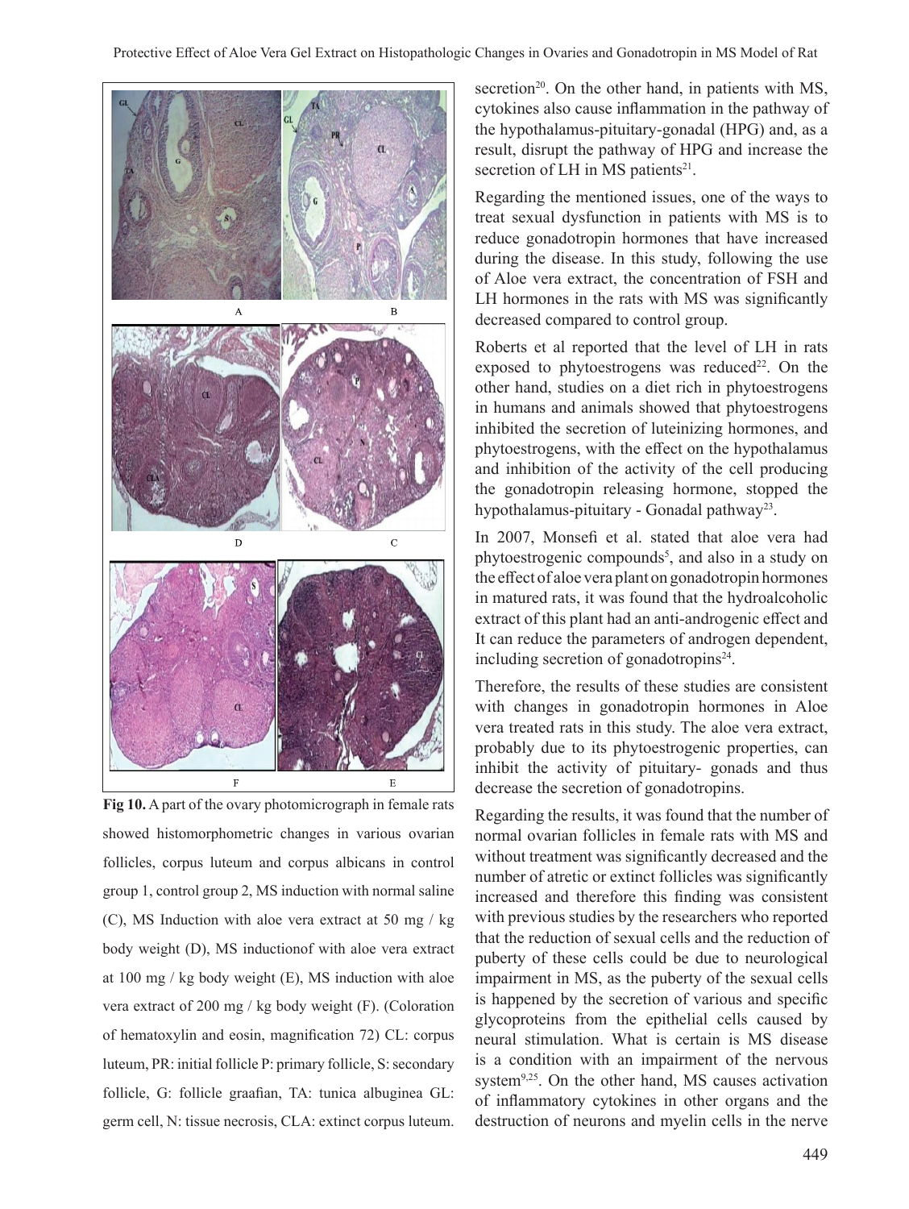**Fig 10.** A part of the ovary photomicrograph in female rats showed histomorphometric changes in various ovarian follicles, corpus luteum and corpus albicans in control group 1, control group 2, MS induction with normal saline (C), MS Induction with aloe vera extract at 50 mg / kg body weight (D), MS inductionof with aloe vera extract at 100 mg / kg body weight (E), MS induction with aloe vera extract of 200 mg / kg body weight (F). (Coloration of hematoxylin and eosin, magnification 72) CL: corpus luteum, PR: initial follicle P: primary follicle, S: secondary follicle, G: follicle graafian, TA: tunica albuginea GL: germ cell, N: tissue necrosis, CLA: extinct corpus luteum.

secretion[20]. On the other hand, in patients with MS, cytokines also cause inflammation in the pathway of the hypothalamus-pituitary-gonadal (HPG) and, as a result, disrupt the pathway of HPG and increase the secretion of LH in MS patients[21].

Regarding the mentioned issues, one of the ways to treat sexual dysfunction in patients with MS is to reduce gonadotropin hormones that have increased during the disease. In this study, following the use of Aloe vera extract, the concentration of FSH and LH hormones in the rats with MS was significantly decreased compared to control group.

Roberts et al reported that the level of LH in rats exposed to phytoestrogens was reduced[22]. On the other hand, studies on a diet rich in phytoestrogens in humans and animals showed that phytoestrogens inhibited the secretion of luteinizing hormones, and phytoestrogens, with the effect on the hypothalamus and inhibition of the activity of the cell producing the gonadotropin releasing hormone, stopped the hypothalamus-pituitary - Gonadal pathway[23].

In 2007, Monsefi et al. stated that aloe vera had phytoestrogenic compounds[5], and also in a study on the effect of aloe vera plant on gonadotropin hormones in matured rats, it was found that the hydroalcoholic extract of this plant had an anti-androgenic effect and It can reduce the parameters of androgen dependent, including secretion of gonadotropins[24].

Therefore, the results of these studies are consistent with changes in gonadotropin hormones in Aloe vera treated rats in this study. The aloe vera extract, probably due to its phytoestrogenic properties, can inhibit the activity of pituitary- gonads and thus decrease the secretion of gonadotropins.

Regarding the results, it was found that the number of normal ovarian follicles in female rats with MS and without treatment was significantly decreased and the number of atretic or extinct follicles was significantly increased and therefore this finding was consistent with previous studies by the researchers who reported that the reduction of sexual cells and the reduction of puberty of these cells could be due to neurological impairment in MS, as the puberty of the sexual cells is happened by the secretion of various and specific glycoproteins from the epithelial cells caused by neural stimulation. What is certain is MS disease is a condition with an impairment of the nervous system[9,25]. On the other hand, MS causes activation of inflammatory cytokines in other organs and the destruction of neurons and myelin cells in the nerve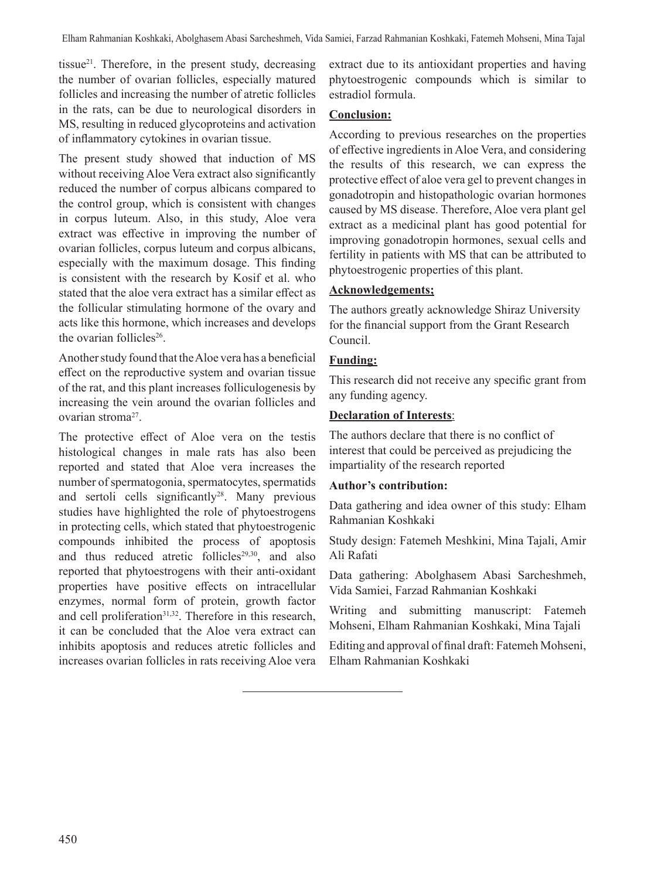tissue[21]. Therefore, in the present study, decreasing the number of ovarian follicles, especially matured follicles and increasing the number of atretic follicles in the rats, can be due to neurological disorders in MS, resulting in reduced glycoproteins and activation of inflammatory cytokines in ovarian tissue.

The present study showed that induction of MS without receiving Aloe Vera extract also significantly reduced the number of corpus albicans compared to the control group, which is consistent with changes in corpus luteum. Also, in this study, Aloe vera extract was effective in improving the number of ovarian follicles, corpus luteum and corpus albicans, especially with the maximum dosage. This finding is consistent with the research by Kosif et al. who stated that the aloe vera extract has a similar effect as the follicular stimulating hormone of the ovary and acts like this hormone, which increases and develops the ovarian follicles[26].

Another study found that the Aloe vera has a beneficial effect on the reproductive system and ovarian tissue of the rat, and this plant increases folliculogenesis by increasing the vein around the ovarian follicles and ovarian stroma[27].

The protective effect of Aloe vera on the testis histological changes in male rats has also been reported and stated that Aloe vera increases the number of spermatogonia, spermatocytes, spermatids and sertoli cells significantly[28]. Many previous studies have highlighted the role of phytoestrogens in protecting cells, which stated that phytoestrogenic compounds inhibited the process of apoptosis and thus reduced atretic follicles[29,30], and also reported that phytoestrogens with their anti-oxidant properties have positive effects on intracellular enzymes, normal form of protein, growth factor and cell proliferation[31,32]. Therefore in this research, it can be concluded that the Aloe vera extract can inhibits apoptosis and reduces atretic follicles and increases ovarian follicles in rats receiving Aloe vera extract due to its antioxidant properties and having phytoestrogenic compounds which is similar to estradiol formula.

## Conclusion:

According to previous researches on the properties of effective ingredients in Aloe Vera, and considering the results of this research, we can express the protective effect of aloe vera gel to prevent changes in gonadotropin and histopathologic ovarian hormones caused by MS disease. Therefore, Aloe vera plant gel extract as a medicinal plant has good potential for improving gonadotropin hormones, sexual cells and fertility in patients with MS that can be attributed to phytoestrogenic properties of this plant.

## Acknowledgements;

The authors greatly acknowledge Shiraz University for the financial support from the Grant Research Council.

## Funding:

This research did not receive any specific grant from any funding agency.

## Declaration of Interests:

The authors declare that there is no conflict of interest that could be perceived as prejudicing the impartiality of the research reported

## Author's contribution:

Data gathering and idea owner of this study: Elham Rahmanian Koshkaki

Study design: Fatemeh Meshkini, Mina Tajali, Amir Ali Rafati

Data gathering: Abolghasem Abasi Sarcheshmeh, Vida Samiei, Farzad Rahmanian Koshkaki

Writing and submitting manuscript: Fatemeh Mohseni, Elham Rahmanian Koshkaki, Mina Tajali

Editing and approval of final draft: Fatemeh Mohseni, Elham Rahmanian Koshkaki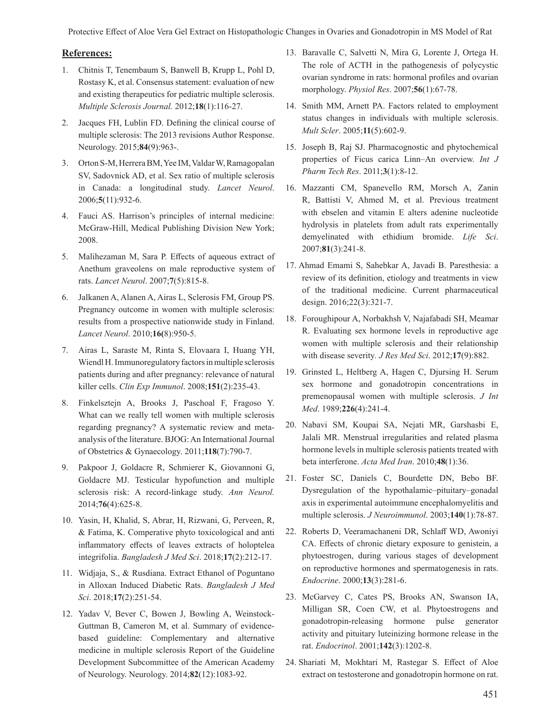## References:

1. Chitnis T, Tenembaum S, Banwell B, Krupp L, Pohl D, Rostasy K, et al. Consensus statement: evaluation of new and existing therapeutics for pediatric multiple sclerosis. *Multiple Sclerosis Journal.* 2012;**18**(1):116-27.
2. Jacques FH, Lublin FD. Defining the clinical course of multiple sclerosis: The 2013 revisions Author Response. Neurology. 2015;**84**(9):963-.
3. Orton S-M, Herrera BM, Yee IM, Valdar W, Ramagopalan SV, Sadovnick AD, et al. Sex ratio of multiple sclerosis in Canada: a longitudinal study. *Lancet Neurol*. 2006;**5**(11):932-6.
4. Fauci AS. Harrison's principles of internal medicine: McGraw-Hill, Medical Publishing Division New York; 2008.
5. Malihezaman M, Sara P. Effects of aqueous extract of Anethum graveolens on male reproductive system of rats. *Lancet Neurol*. 2007;**7**(5):815-8.
6. Jalkanen A, Alanen A, Airas L, Sclerosis FM, Group PS. Pregnancy outcome in women with multiple sclerosis: results from a prospective nationwide study in Finland. *Lancet Neurol*. 2010;**16(**8):950-5.
7. Airas L, Saraste M, Rinta S, Elovaara I, Huang YH, Wiendl H. Immunoregulatory factors in multiple sclerosis patients during and after pregnancy: relevance of natural killer cells. *Clin Exp Immunol*. 2008;**151**(2):235-43.
8. Finkelsztejn A, Brooks J, Paschoal F, Fragoso Y. What can we really tell women with multiple sclerosis regarding pregnancy? A systematic review and meta-analysis of the literature. BJOG: An International Journal of Obstetrics & Gynaecology. 2011;**118**(7):790-7.
9. Pakpoor J, Goldacre R, Schmierer K, Giovannoni G, Goldacre MJ. Testicular hypofunction and multiple sclerosis risk: A record-linkage study. *Ann Neurol.* 2014;**76(**4):625-8.
10. Yasin, H, Khalid, S, Abrar, H, Rizwani, G, Perveen, R, & Fatima, K. Comperative phyto toxicological and anti inflammatory effects of leaves extracts of holoptelea integrifolia. *Bangladesh J Med Sci*. 2018;**17**(2):212-17.
11. Widjaja, S., & Rusdiana. Extract Ethanol of Poguntano in Alloxan Induced Diabetic Rats. *Bangladesh J Med Sci*. 2018;**17**(2):251-54.
12. Yadav V, Bever C, Bowen J, Bowling A, Weinstock-Guttman B, Cameron M, et al. Summary of evidence-based guideline: Complementary and alternative medicine in multiple sclerosis Report of the Guideline Development Subcommittee of the American Academy of Neurology. Neurology. 2014;**82**(12):1083-92.
13. Baravalle C, Salvetti N, Mira G, Lorente J, Ortega H. The role of ACTH in the pathogenesis of polycystic ovarian syndrome in rats: hormonal profiles and ovarian morphology. *Physiol Res*. 2007;**56**(1):67-78.
14. Smith MM, Arnett PA. Factors related to employment status changes in individuals with multiple sclerosis. *Mult Scler*. 2005;**11**(5):602-9.
15. Joseph B, Raj SJ. Pharmacognostic and phytochemical properties of Ficus carica Linn–An overview. *Int J Pharm Tech Res*. 2011;**3**(1):8-12.
16. Mazzanti CM, Spanevello RM, Morsch A, Zanin R, Battisti V, Ahmed M, et al. Previous treatment with ebselen and vitamin E alters adenine nucleotide hydrolysis in platelets from adult rats experimentally demyelinated with ethidium bromide. *Life Sci*. 2007;**81**(3):241-8.
17. Ahmad Emami S, Sahebkar A, Javadi B. Paresthesia: a review of its definition, etiology and treatments in view of the traditional medicine. Current pharmaceutical design. 2016;22(3):321-7.
18. Foroughipour A, Norbakhsh V, Najafabadi SH, Meamar R. Evaluating sex hormone levels in reproductive age women with multiple sclerosis and their relationship with disease severity. *J Res Med Sci*. 2012;**17**(9):882.
19. Grinsted L, Heltberg A, Hagen C, Djursing H. Serum sex hormone and gonadotropin concentrations in premenopausal women with multiple sclerosis. *J Int Med*. 1989;**226**(4):241-4.
20. Nabavi SM, Koupai SA, Nejati MR, Garshasbi E, Jalali MR. Menstrual irregularities and related plasma hormone levels in multiple sclerosis patients treated with beta interferone. *Acta Med Iran*. 2010;**48**(1):36.
21. Foster SC, Daniels C, Bourdette DN, Bebo BF. Dysregulation of the hypothalamic–pituitary–gonadal axis in experimental autoimmune encephalomyelitis and multiple sclerosis. *J Neuroimmunol*. 2003;**140**(1):78-87.
22. Roberts D, Veeramachaneni DR, Schlaff WD, Awoniyi CA. Effects of chronic dietary exposure to genistein, a phytoestrogen, during various stages of development on reproductive hormones and spermatogenesis in rats. *Endocrine*. 2000;**13**(3):281-6.
23. McGarvey C, Cates PS, Brooks AN, Swanson IA, Milligan SR, Coen CW, et al. Phytoestrogens and gonadotropin-releasing hormone pulse generator activity and pituitary luteinizing hormone release in the rat. *Endocrinol*. 2001;**142**(3):1202-8.
24. Shariati M, Mokhtari M, Rastegar S. Effect of Aloe extract on testosterone and gonadotropin hormone on rat.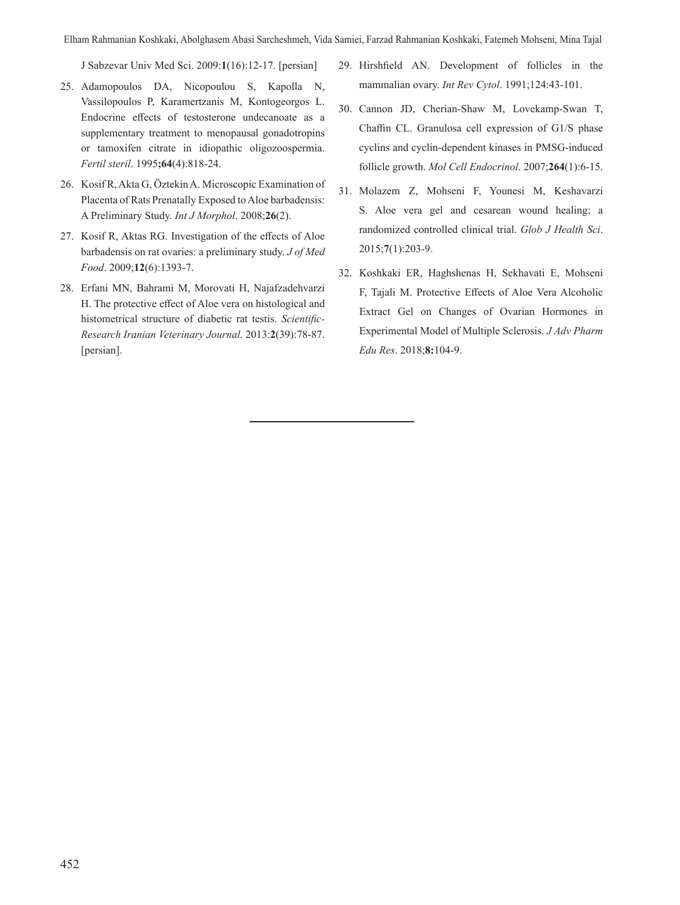J Sabzevar Univ Med Sci. 2009:**1**(16):12-17. [persian]

25. Adamopoulos DA, Nicopoulou S, Kapolla N, Vassilopoulos P, Karamertzanis M, Kontogeorgos L. Endocrine effects of testosterone undecanoate as a supplementary treatment to menopausal gonadotropins or tamoxifen citrate in idiopathic oligozoospermia. *Fertil steril*. 1995**;64**(4):818-24.
26. Kosif R, Akta G, Öztekin A. Microscopic Examination of Placenta of Rats Prenatally Exposed to Aloe barbadensis: A Preliminary Study. *Int J Morphol*. 2008;**26**(2).
27. Kosif R, Aktas RG. Investigation of the effects of Aloe barbadensis on rat ovaries: a preliminary study. *J of Med Food*. 2009;**12**(6):1393-7.
28. Erfani MN, Bahrami M, Morovati H, Najafzadehvarzi H. The protective effect of Aloe vera on histological and histometrical structure of diabetic rat testis. *Scientific-Research Iranian Veterinary Journal*. 2013:**2**(39):78-87. [persian].
29. Hirshfield AN. Development of follicles in the mammalian ovary. *Int Rev Cytol*. 1991;124:43-101.
30. Cannon JD, Cherian-Shaw M, Lovekamp-Swan T, Chaffin CL. Granulosa cell expression of G1/S phase cyclins and cyclin-dependent kinases in PMSG-induced follicle growth. *Mol Cell Endocrinol*. 2007;**264**(1):6-15.
31. Molazem Z, Mohseni F, Younesi M, Keshavarzi S. Aloe vera gel and cesarean wound healing; a randomized controlled clinical trial. *Glob J Health Sci*. 2015;**7**(1):203-9.
32. Koshkaki ER, Haghshenas H, Sekhavati E, Mohseni F, Tajali M. Protective Effects of Aloe Vera Alcoholic Extract Gel on Changes of Ovarian Hormones in Experimental Model of Multiple Sclerosis. *J Adv Pharm Edu Res*. 2018;**8:**104-9.